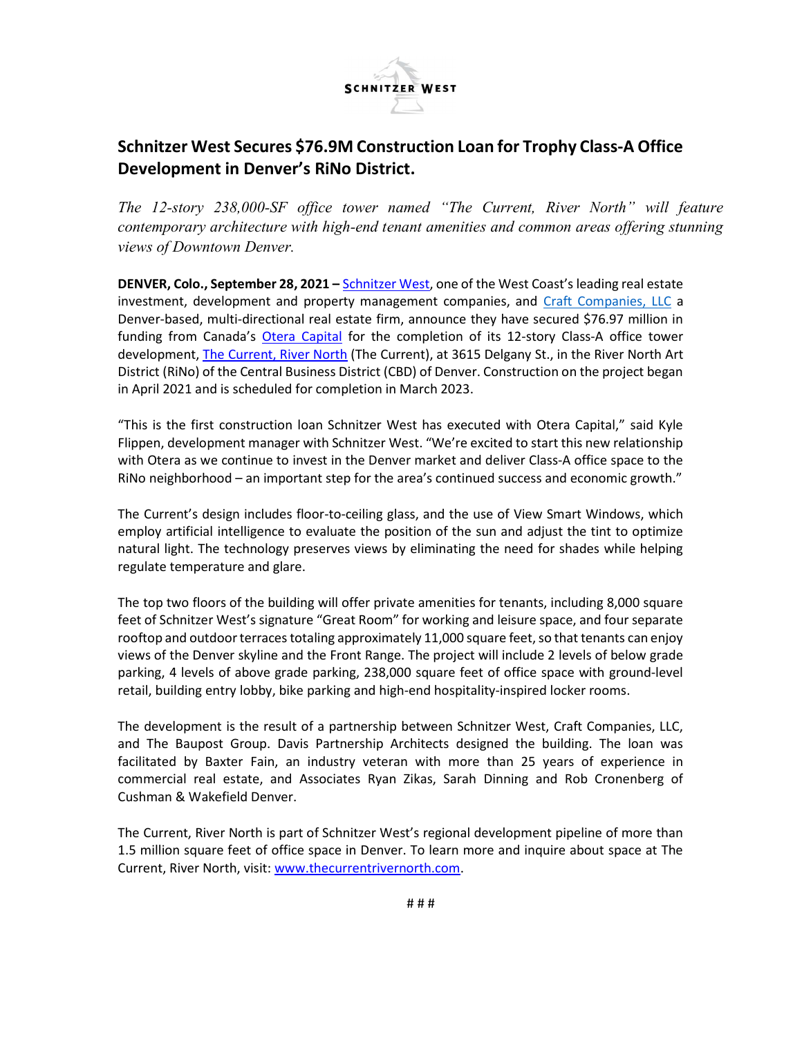SCHNITZER WEST

# Schnitzer West Secures $76.9M Construction Loan for Trophy Class-A Office Development in Denver's RiNo District.

*The 12-story 238,000-SF office tower named "The Current, River North" will feature contemporary architecture with high-end tenant amenities and common areas offering stunning views of Downtown Denver.*

**DENVER, Colo., September 28, 2021 –** [Schnitzer West](), one of the West Coast's leading real estate investment, development and property management companies, and [Craft Companies, LLC]() a Denver-based, multi-directional real estate firm, announce they have secured $76.97 million in funding from Canada's [Otera Capital]() for the completion of its 12-story Class-A office tower development, [The Current, River North]() (The Current), at 3615 Delgany St., in the River North Art District (RiNo) of the Central Business District (CBD) of Denver. Construction on the project began in April 2021 and is scheduled for completion in March 2023.

"This is the first construction loan Schnitzer West has executed with Otera Capital," said Kyle Flippen, development manager with Schnitzer West. "We're excited to start this new relationship with Otera as we continue to invest in the Denver market and deliver Class-A office space to the RiNo neighborhood – an important step for the area's continued success and economic growth."

The Current's design includes floor-to-ceiling glass, and the use of View Smart Windows, which employ artificial intelligence to evaluate the position of the sun and adjust the tint to optimize natural light. The technology preserves views by eliminating the need for shades while helping regulate temperature and glare.

The top two floors of the building will offer private amenities for tenants, including 8,000 square feet of Schnitzer West's signature "Great Room" for working and leisure space, and four separate rooftop and outdoor terraces totaling approximately 11,000 square feet, so that tenants can enjoy views of the Denver skyline and the Front Range. The project will include 2 levels of below grade parking, 4 levels of above grade parking, 238,000 square feet of office space with ground-level retail, building entry lobby, bike parking and high-end hospitality-inspired locker rooms.

The development is the result of a partnership between Schnitzer West, Craft Companies, LLC, and The Baupost Group. Davis Partnership Architects designed the building. The loan was facilitated by Baxter Fain, an industry veteran with more than 25 years of experience in commercial real estate, and Associates Ryan Zikas, Sarah Dinning and Rob Cronenberg of Cushman & Wakefield Denver.

The Current, River North is part of Schnitzer West's regional development pipeline of more than 1.5 million square feet of office space in Denver. To learn more and inquire about space at The Current, River North, visit: [www.thecurrentrivernorth.com]().

# # #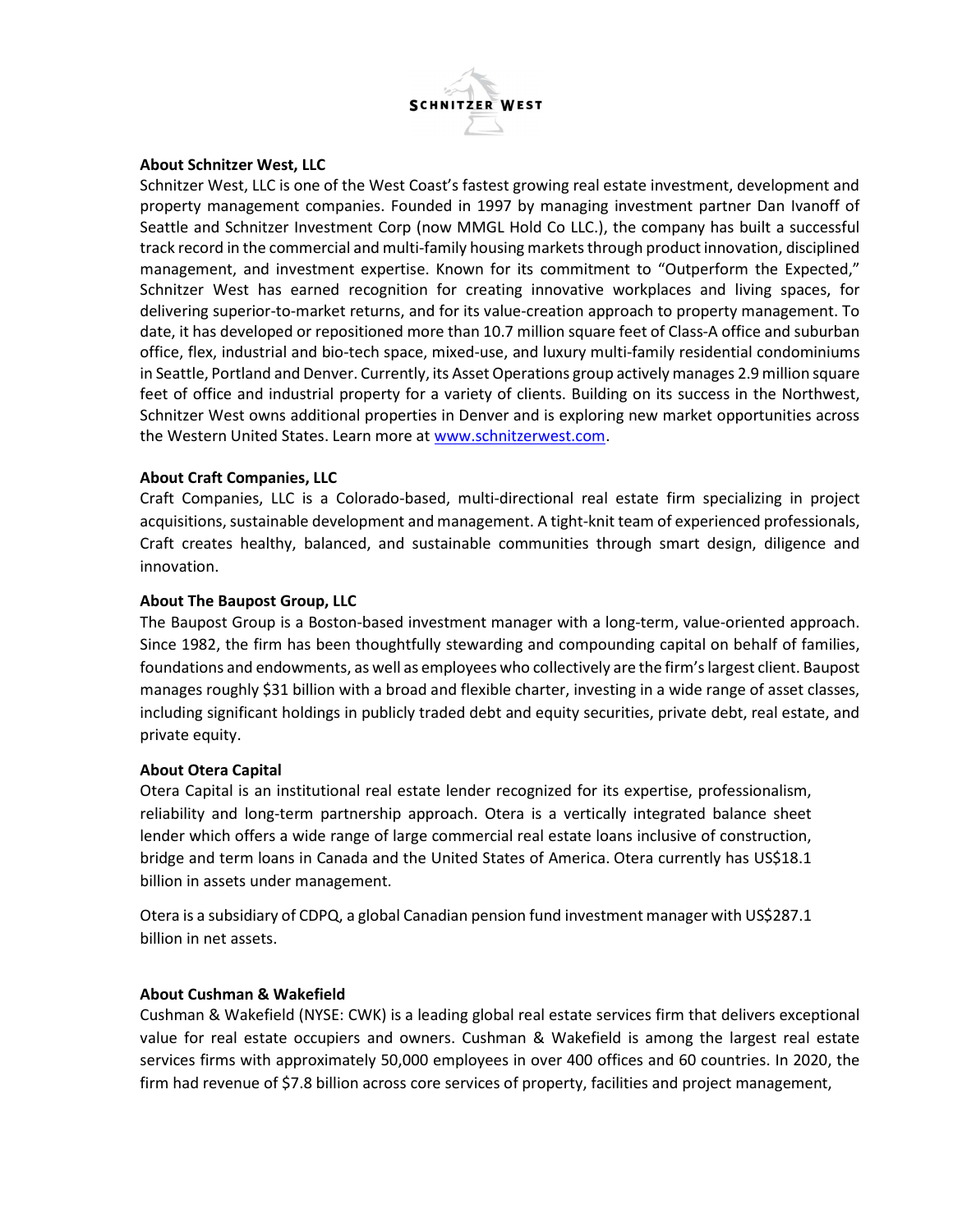**About Schnitzer West, LLC**

Schnitzer West, LLC is one of the West Coast's fastest growing real estate investment, development and property management companies. Founded in 1997 by managing investment partner Dan Ivanoff of Seattle and Schnitzer Investment Corp (now MMGL Hold Co LLC.), the company has built a successful track record in the commercial and multi-family housing markets through product innovation, disciplined management, and investment expertise. Known for its commitment to "Outperform the Expected," Schnitzer West has earned recognition for creating innovative workplaces and living spaces, for delivering superior-to-market returns, and for its value-creation approach to property management. To date, it has developed or repositioned more than 10.7 million square feet of Class-A office and suburban office, flex, industrial and bio-tech space, mixed-use, and luxury multi-family residential condominiums in Seattle, Portland and Denver. Currently, its Asset Operations group actively manages 2.9 million square feet of office and industrial property for a variety of clients. Building on its success in the Northwest, Schnitzer West owns additional properties in Denver and is exploring new market opportunities across the Western United States. Learn more at [www.schnitzerwest.com](http://www.schnitzerwest.com).

**About Craft Companies, LLC**

Craft Companies, LLC is a Colorado-based, multi-directional real estate firm specializing in project acquisitions, sustainable development and management. A tight-knit team of experienced professionals, Craft creates healthy, balanced, and sustainable communities through smart design, diligence and innovation.

**About The Baupost Group, LLC**

The Baupost Group is a Boston-based investment manager with a long-term, value-oriented approach. Since 1982, the firm has been thoughtfully stewarding and compounding capital on behalf of families, foundations and endowments, as well as employees who collectively are the firm's largest client. Baupost manages roughly $31 billion with a broad and flexible charter, investing in a wide range of asset classes, including significant holdings in publicly traded debt and equity securities, private debt, real estate, and private equity.

**About Otera Capital**

Otera Capital is an institutional real estate lender recognized for its expertise, professionalism, reliability and long-term partnership approach. Otera is a vertically integrated balance sheet lender which offers a wide range of large commercial real estate loans inclusive of construction, bridge and term loans in Canada and the United States of America. Otera currently has US$18.1 billion in assets under management.

Otera is a subsidiary of CDPQ, a global Canadian pension fund investment manager with US$287.1 billion in net assets.

**About Cushman & Wakefield**

Cushman & Wakefield (NYSE: CWK) is a leading global real estate services firm that delivers exceptional value for real estate occupiers and owners. Cushman & Wakefield is among the largest real estate services firms with approximately 50,000 employees in over 400 offices and 60 countries. In 2020, the firm had revenue of $7.8 billion across core services of property, facilities and project management,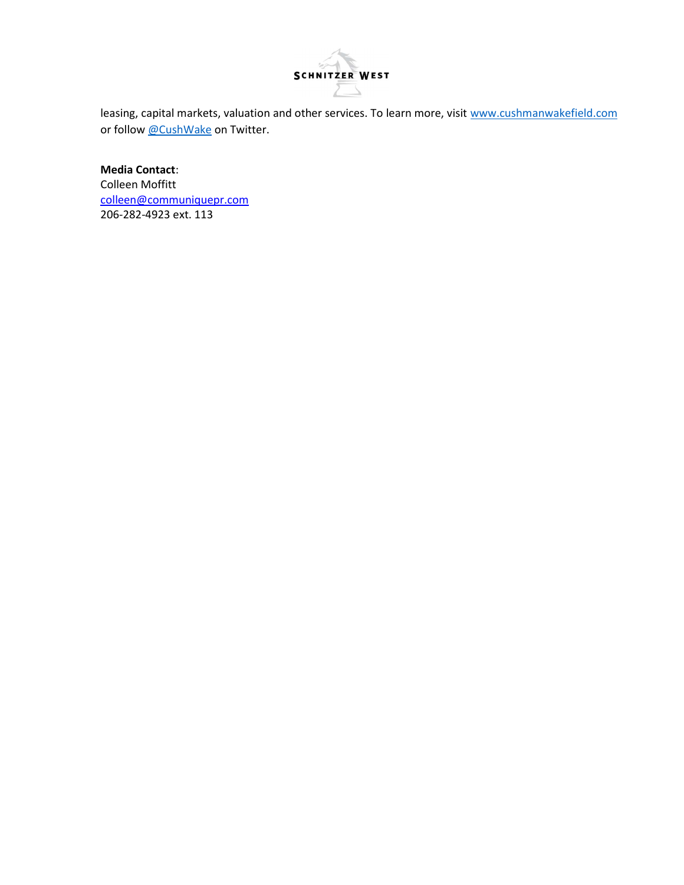leasing, capital markets, valuation and other services. To learn more, visit www.cushmanwakefield.com or follow @CushWake on Twitter.

**Media Contact**:
Colleen Moffitt
colleen@communiquepr.com
206-282-4923 ext. 113